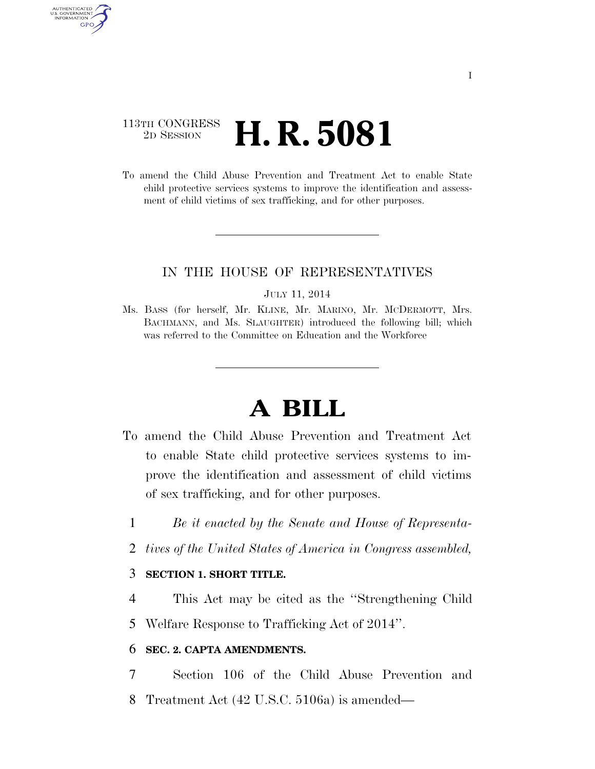113TH CONGRESS
2D SESSION

# H. R. 5081

To amend the Child Abuse Prevention and Treatment Act to enable State child protective services systems to improve the identification and assessment of child victims of sex trafficking, and for other purposes.

IN THE HOUSE OF REPRESENTATIVES

JULY 11, 2014

Ms. BASS (for herself, Mr. KLINE, Mr. MARINO, Mr. MCDERMOTT, Mrs. BACHMANN, and Ms. SLAUGHTER) introduced the following bill; which was referred to the Committee on Education and the Workforce

# A BILL

To amend the Child Abuse Prevention and Treatment Act to enable State child protective services systems to improve the identification and assessment of child victims of sex trafficking, and for other purposes.

1 *Be it enacted by the Senate and House of Representa-*
2 *tives of the United States of America in Congress assembled,*

3 **SECTION 1. SHORT TITLE.**

4 This Act may be cited as the "Strengthening Child
5 Welfare Response to Trafficking Act of 2014".

6 **SEC. 2. CAPTA AMENDMENTS.**

7 Section 106 of the Child Abuse Prevention and
8 Treatment Act (42 U.S.C. 5106a) is amended—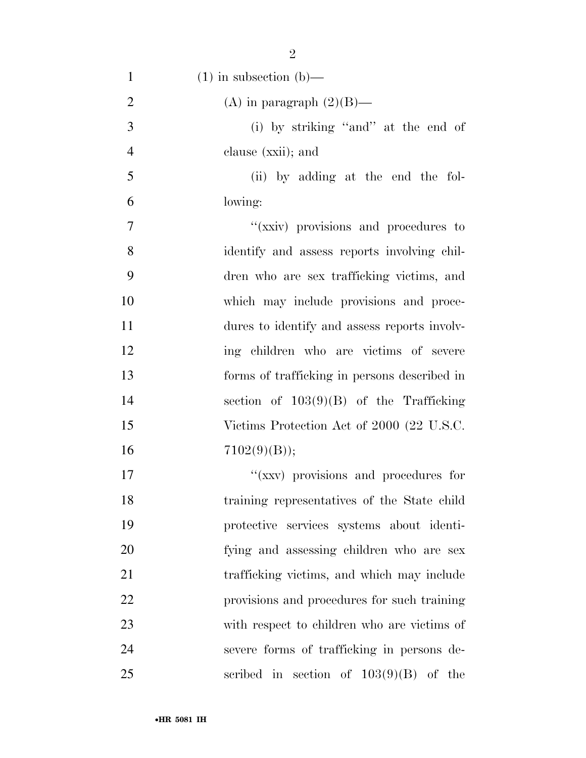(1) in subsection (b)—

(A) in paragraph (2)(B)—

(i) by striking ''and'' at the end of clause (xxii); and

(ii) by adding at the end the following:

''(xxiv) provisions and procedures to identify and assess reports involving children who are sex trafficking victims, and which may include provisions and procedures to identify and assess reports involving children who are victims of severe forms of trafficking in persons described in section of 103(9)(B) of the Trafficking Victims Protection Act of 2000 (22 U.S.C. 7102(9)(B));

''(xxv) provisions and procedures for training representatives of the State child protective services systems about identifying and assessing children who are sex trafficking victims, and which may include provisions and procedures for such training with respect to children who are victims of severe forms of trafficking in persons described in section of 103(9)(B) of the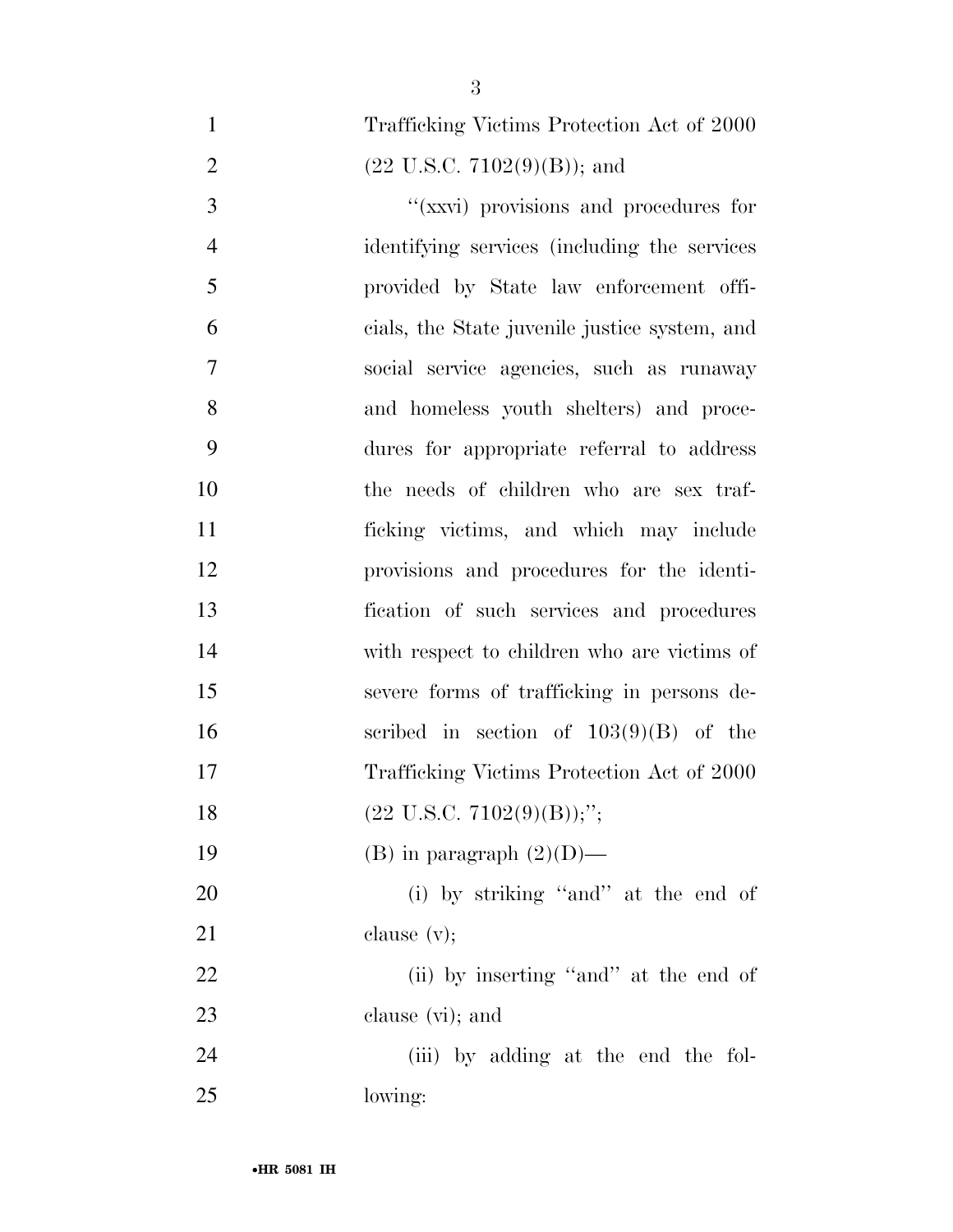Trafficking Victims Protection Act of 2000 (22 U.S.C. 7102(9)(B)); and

''(xxvi) provisions and procedures for identifying services (including the services provided by State law enforcement officials, the State juvenile justice system, and social service agencies, such as runaway and homeless youth shelters) and procedures for appropriate referral to address the needs of children who are sex trafficking victims, and which may include provisions and procedures for the identification of such services and procedures with respect to children who are victims of severe forms of trafficking in persons described in section of 103(9)(B) of the Trafficking Victims Protection Act of 2000 (22 U.S.C. 7102(9)(B));'';

(B) in paragraph (2)(D)—

(i) by striking ''and'' at the end of clause (v);

(ii) by inserting ''and'' at the end of clause (vi); and

(iii) by adding at the end the following: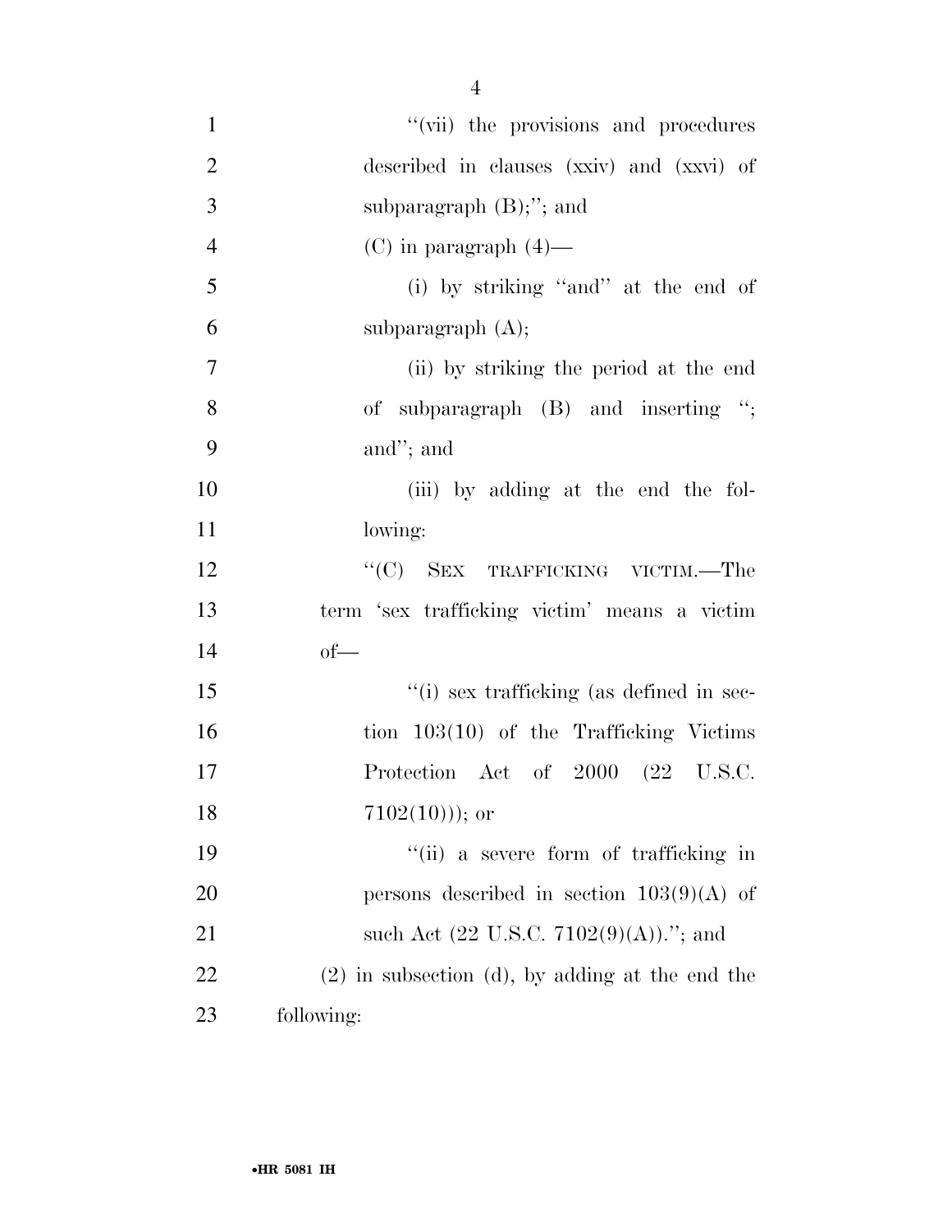"(vii) the provisions and procedures described in clauses (xxiv) and (xxvi) of subparagraph (B);"; and

(C) in paragraph (4)—

(i) by striking "and" at the end of subparagraph (A);

(ii) by striking the period at the end of subparagraph (B) and inserting "; and"; and

(iii) by adding at the end the following:

"(C) SEX TRAFFICKING VICTIM.—The term 'sex trafficking victim' means a victim of—

"(i) sex trafficking (as defined in section 103(10) of the Trafficking Victims Protection Act of 2000 (22 U.S.C. 7102(10))); or

"(ii) a severe form of trafficking in persons described in section 103(9)(A) of such Act (22 U.S.C. 7102(9)(A))."; and

(2) in subsection (d), by adding at the end the following: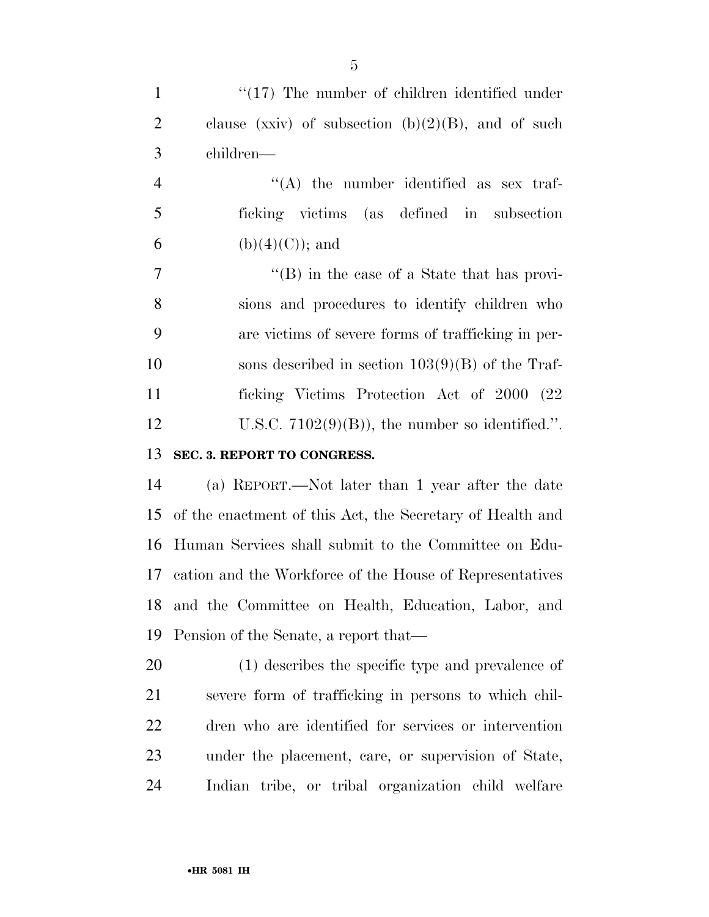''(17) The number of children identified under clause (xxiv) of subsection (b)(2)(B), and of such children—

''(A) the number identified as sex trafficking victims (as defined in subsection (b)(4)(C)); and

''(B) in the case of a State that has provisions and procedures to identify children who are victims of severe forms of trafficking in persons described in section 103(9)(B) of the Trafficking Victims Protection Act of 2000 (22 U.S.C. 7102(9)(B)), the number so identified.''.

**SEC. 3. REPORT TO CONGRESS.**

(a) REPORT.—Not later than 1 year after the date of the enactment of this Act, the Secretary of Health and Human Services shall submit to the Committee on Education and the Workforce of the House of Representatives and the Committee on Health, Education, Labor, and Pension of the Senate, a report that—

(1) describes the specific type and prevalence of severe form of trafficking in persons to which children who are identified for services or intervention under the placement, care, or supervision of State, Indian tribe, or tribal organization child welfare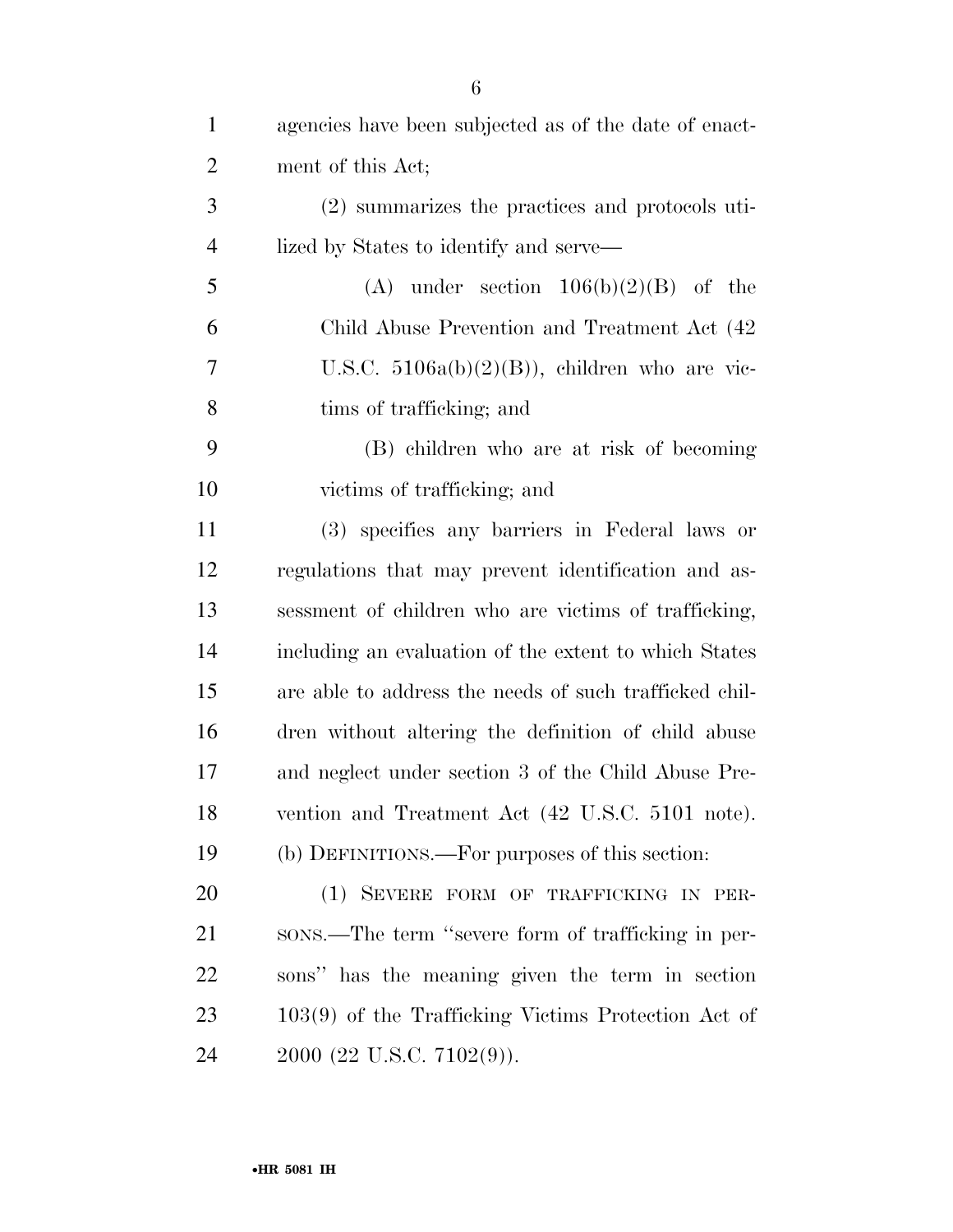agencies have been subjected as of the date of enactment of this Act;

(2) summarizes the practices and protocols utilized by States to identify and serve—

(A) under section 106(b)(2)(B) of the Child Abuse Prevention and Treatment Act (42 U.S.C. 5106a(b)(2)(B)), children who are victims of trafficking; and

(B) children who are at risk of becoming victims of trafficking; and

(3) specifies any barriers in Federal laws or regulations that may prevent identification and assessment of children who are victims of trafficking, including an evaluation of the extent to which States are able to address the needs of such trafficked children without altering the definition of child abuse and neglect under section 3 of the Child Abuse Prevention and Treatment Act (42 U.S.C. 5101 note).

(b) DEFINITIONS.—For purposes of this section:

(1) SEVERE FORM OF TRAFFICKING IN PERSONS.—The term "severe form of trafficking in persons" has the meaning given the term in section 103(9) of the Trafficking Victims Protection Act of 2000 (22 U.S.C. 7102(9)).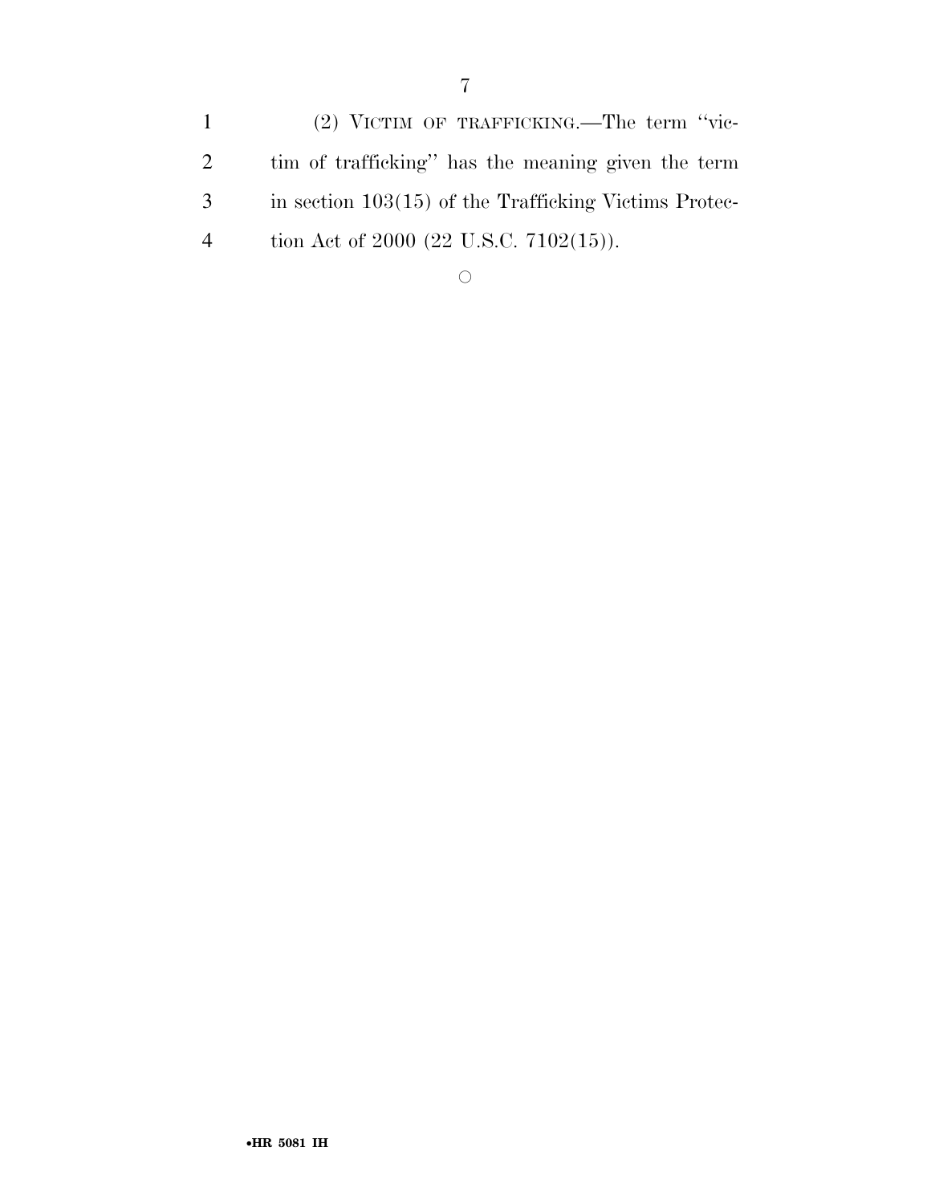(2) VICTIM OF TRAFFICKING.—The term "victim of trafficking" has the meaning given the term in section 103(15) of the Trafficking Victims Protection Act of 2000 (22 U.S.C. 7102(15)).

○